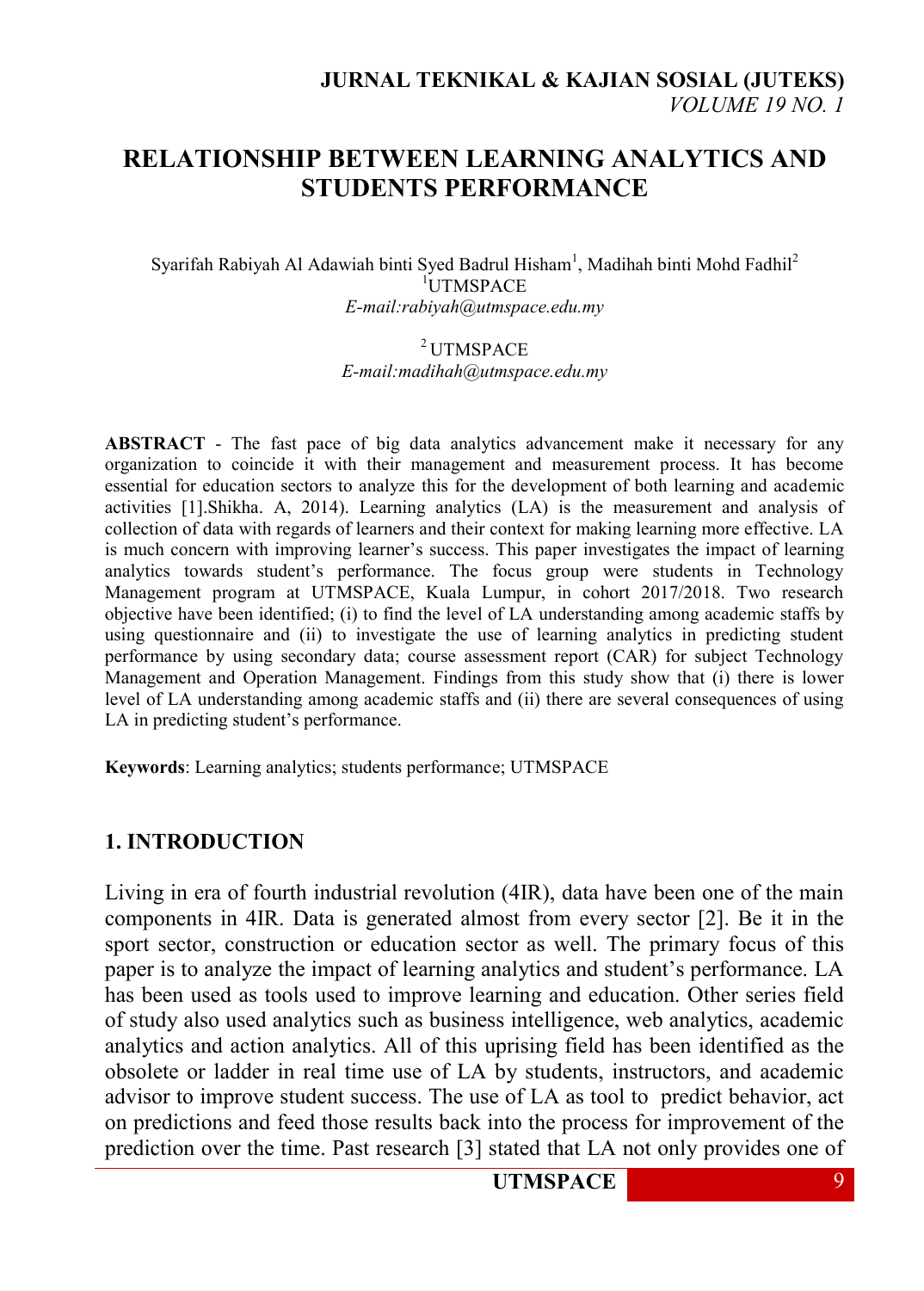# RELATIONSHIP BETWEEN LEARNING ANALYTICS AND STUDENTS PERFORMANCE

Syarifah Rabiyah Al Adawiah binti Syed Badrul Hisham[1], Madihah binti Mohd Fadhil[2]

[1]UTMSPACE

*E-mail:rabiyah@utmspace.edu.my*

[2]UTMSPACE

*E-mail:madihah@utmspace.edu.my*

**ABSTRACT** - The fast pace of big data analytics advancement make it necessary for any organization to coincide it with their management and measurement process. It has become essential for education sectors to analyze this for the development of both learning and academic activities [1].Shikha. A, 2014). Learning analytics (LA) is the measurement and analysis of collection of data with regards of learners and their context for making learning more effective. LA is much concern with improving learner's success. This paper investigates the impact of learning analytics towards student's performance. The focus group were students in Technology Management program at UTMSPACE, Kuala Lumpur, in cohort 2017/2018. Two research objective have been identified; (i) to find the level of LA understanding among academic staffs by using questionnaire and (ii) to investigate the use of learning analytics in predicting student performance by using secondary data; course assessment report (CAR) for subject Technology Management and Operation Management. Findings from this study show that (i) there is lower level of LA understanding among academic staffs and (ii) there are several consequences of using LA in predicting student's performance.

**Keywords**: Learning analytics; students performance; UTMSPACE

## 1. INTRODUCTION

Living in era of fourth industrial revolution (4IR), data have been one of the main components in 4IR. Data is generated almost from every sector [2]. Be it in the sport sector, construction or education sector as well. The primary focus of this paper is to analyze the impact of learning analytics and student's performance. LA has been used as tools used to improve learning and education. Other series field of study also used analytics such as business intelligence, web analytics, academic analytics and action analytics. All of this uprising field has been identified as the obsolete or ladder in real time use of LA by students, instructors, and academic advisor to improve student success. The use of LA as tool to predict behavior, act on predictions and feed those results back into the process for improvement of the prediction over the time. Past research [3] stated that LA not only provides one of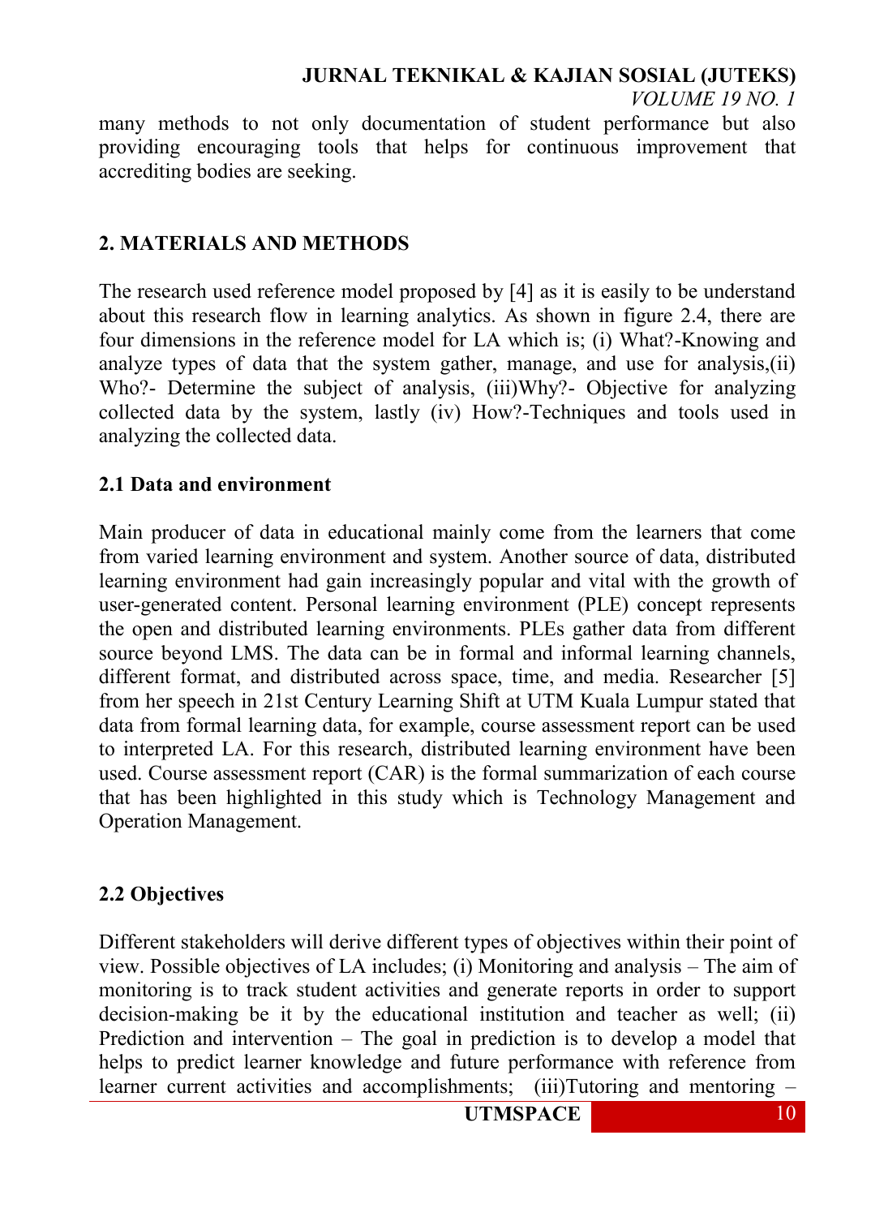many methods to not only documentation of student performance but also providing encouraging tools that helps for continuous improvement that accrediting bodies are seeking.

## 2. MATERIALS AND METHODS

The research used reference model proposed by [4] as it is easily to be understand about this research flow in learning analytics. As shown in figure 2.4, there are four dimensions in the reference model for LA which is; (i) What?-Knowing and analyze types of data that the system gather, manage, and use for analysis,(ii) Who?- Determine the subject of analysis, (iii)Why?- Objective for analyzing collected data by the system, lastly (iv) How?-Techniques and tools used in analyzing the collected data.

### 2.1 Data and environment

Main producer of data in educational mainly come from the learners that come from varied learning environment and system. Another source of data, distributed learning environment had gain increasingly popular and vital with the growth of user-generated content. Personal learning environment (PLE) concept represents the open and distributed learning environments. PLEs gather data from different source beyond LMS. The data can be in formal and informal learning channels, different format, and distributed across space, time, and media. Researcher [5] from her speech in 21st Century Learning Shift at UTM Kuala Lumpur stated that data from formal learning data, for example, course assessment report can be used to interpreted LA. For this research, distributed learning environment have been used. Course assessment report (CAR) is the formal summarization of each course that has been highlighted in this study which is Technology Management and Operation Management.

### 2.2 Objectives

Different stakeholders will derive different types of objectives within their point of view. Possible objectives of LA includes; (i) Monitoring and analysis – The aim of monitoring is to track student activities and generate reports in order to support decision-making be it by the educational institution and teacher as well; (ii) Prediction and intervention – The goal in prediction is to develop a model that helps to predict learner knowledge and future performance with reference from learner current activities and accomplishments; (iii)Tutoring and mentoring –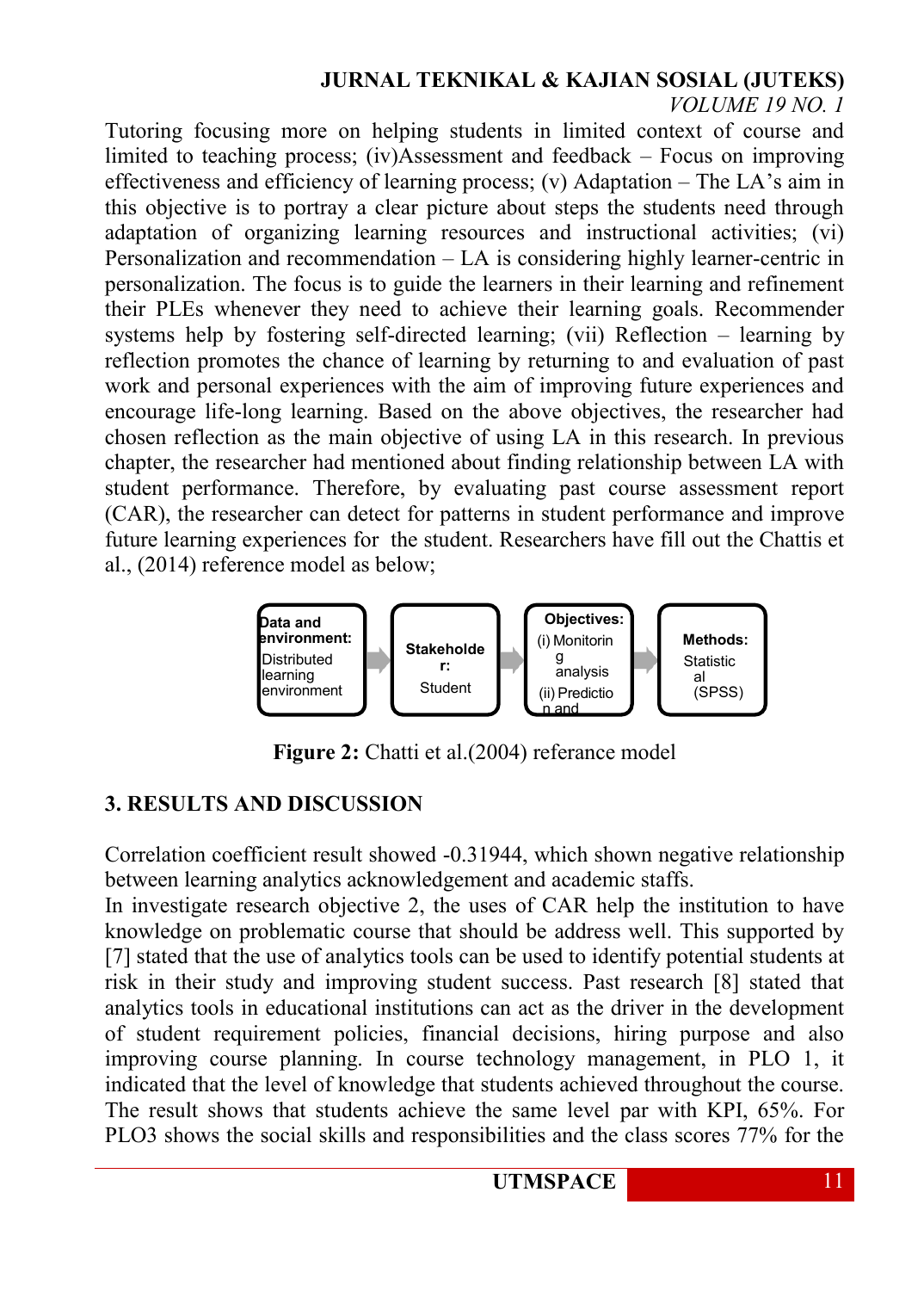Tutoring focusing more on helping students in limited context of course and limited to teaching process; (iv)Assessment and feedback – Focus on improving effectiveness and efficiency of learning process; (v) Adaptation – The LA's aim in this objective is to portray a clear picture about steps the students need through adaptation of organizing learning resources and instructional activities; (vi) Personalization and recommendation – LA is considering highly learner-centric in personalization. The focus is to guide the learners in their learning and refinement their PLEs whenever they need to achieve their learning goals. Recommender systems help by fostering self-directed learning; (vii) Reflection – learning by reflection promotes the chance of learning by returning to and evaluation of past work and personal experiences with the aim of improving future experiences and encourage life-long learning. Based on the above objectives, the researcher had chosen reflection as the main objective of using LA in this research. In previous chapter, the researcher had mentioned about finding relationship between LA with student performance. Therefore, by evaluating past course assessment report (CAR), the researcher can detect for patterns in student performance and improve future learning experiences for the student. Researchers have fill out the Chattis et al., (2014) reference model as below;

**Data and environment:** Distributed learning environment → **Stakeholder:** Student → **Objectives:** (i) Monitoring analysis (ii) Prediction and → **Methods:** Statistical (SPSS)

**Figure 2:** Chatti et al.(2004) referance model

## 3. RESULTS AND DISCUSSION

Correlation coefficient result showed -0.31944, which shown negative relationship between learning analytics acknowledgement and academic staffs.

In investigate research objective 2, the uses of CAR help the institution to have knowledge on problematic course that should be address well. This supported by [7] stated that the use of analytics tools can be used to identify potential students at risk in their study and improving student success. Past research [8] stated that analytics tools in educational institutions can act as the driver in the development of student requirement policies, financial decisions, hiring purpose and also improving course planning. In course technology management, in PLO 1, it indicated that the level of knowledge that students achieved throughout the course. The result shows that students achieve the same level par with KPI, 65%. For PLO3 shows the social skills and responsibilities and the class scores 77% for the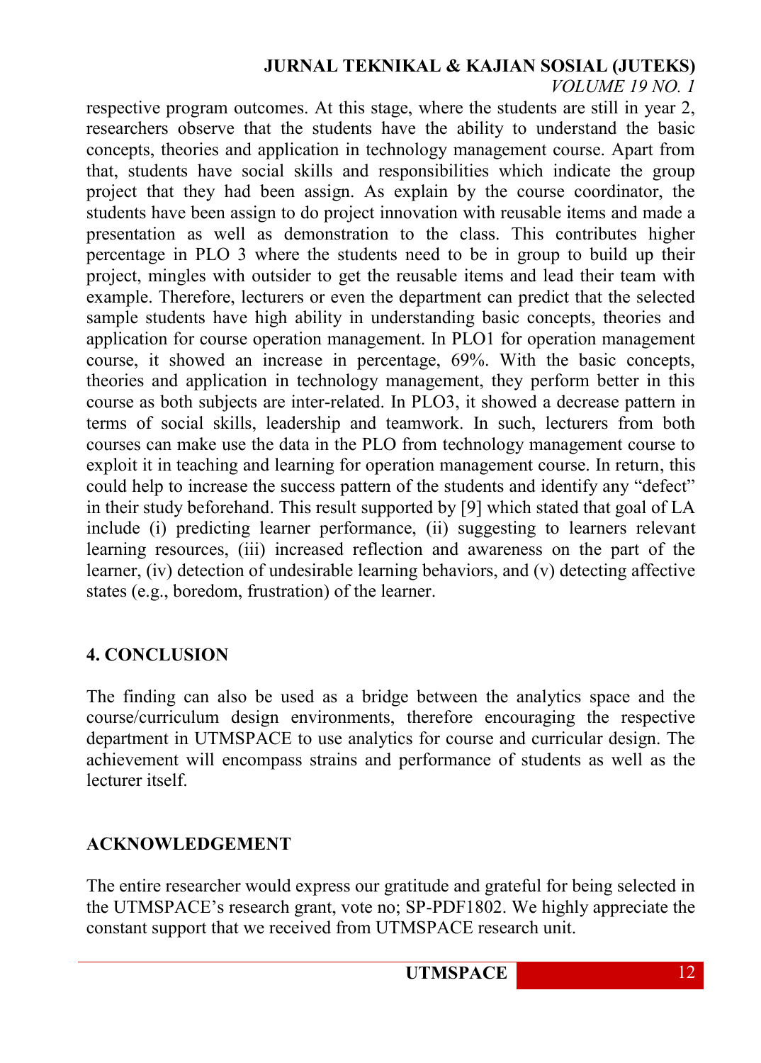respective program outcomes. At this stage, where the students are still in year 2, researchers observe that the students have the ability to understand the basic concepts, theories and application in technology management course. Apart from that, students have social skills and responsibilities which indicate the group project that they had been assign. As explain by the course coordinator, the students have been assign to do project innovation with reusable items and made a presentation as well as demonstration to the class. This contributes higher percentage in PLO 3 where the students need to be in group to build up their project, mingles with outsider to get the reusable items and lead their team with example. Therefore, lecturers or even the department can predict that the selected sample students have high ability in understanding basic concepts, theories and application for course operation management. In PLO1 for operation management course, it showed an increase in percentage, 69%. With the basic concepts, theories and application in technology management, they perform better in this course as both subjects are inter-related. In PLO3, it showed a decrease pattern in terms of social skills, leadership and teamwork. In such, lecturers from both courses can make use the data in the PLO from technology management course to exploit it in teaching and learning for operation management course. In return, this could help to increase the success pattern of the students and identify any "defect" in their study beforehand. This result supported by [9] which stated that goal of LA include (i) predicting learner performance, (ii) suggesting to learners relevant learning resources, (iii) increased reflection and awareness on the part of the learner, (iv) detection of undesirable learning behaviors, and (v) detecting affective states (e.g., boredom, frustration) of the learner.

## 4. CONCLUSION

The finding can also be used as a bridge between the analytics space and the course/curriculum design environments, therefore encouraging the respective department in UTMSPACE to use analytics for course and curricular design. The achievement will encompass strains and performance of students as well as the lecturer itself.

## ACKNOWLEDGEMENT

The entire researcher would express our gratitude and grateful for being selected in the UTMSPACE's research grant, vote no; SP-PDF1802. We highly appreciate the constant support that we received from UTMSPACE research unit.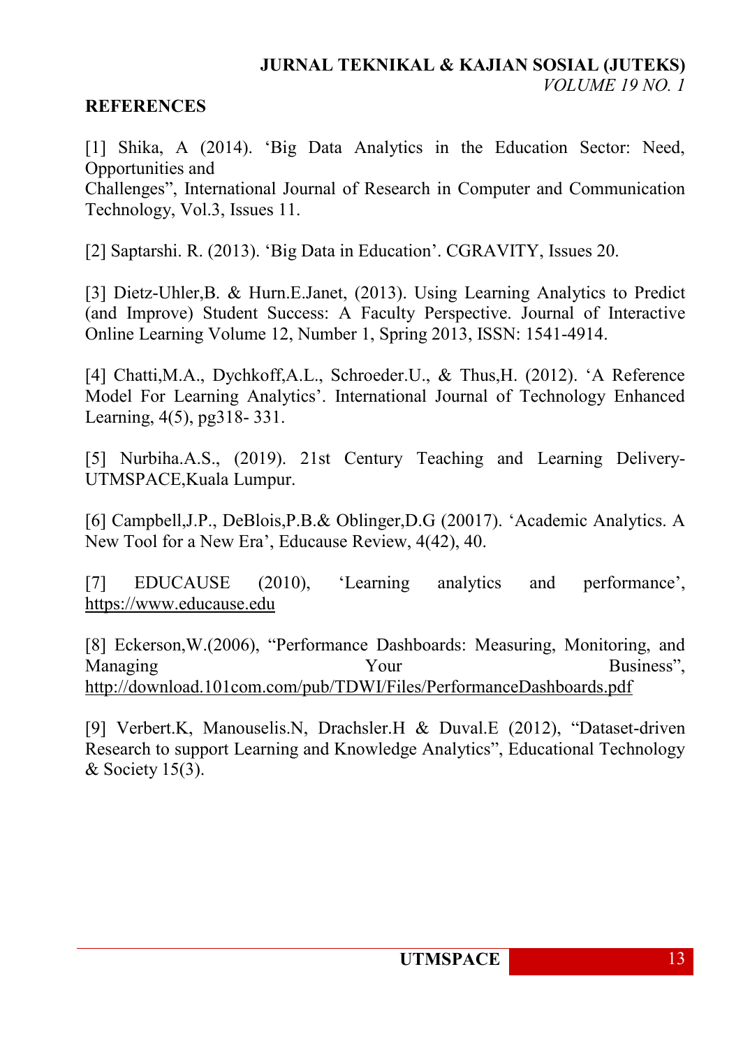## REFERENCES

[1] Shika, A (2014). 'Big Data Analytics in the Education Sector: Need, Opportunities and
Challenges", International Journal of Research in Computer and Communication Technology, Vol.3, Issues 11.

[2] Saptarshi. R. (2013). 'Big Data in Education'. CGRAVITY, Issues 20.

[3] Dietz-Uhler,B. & Hurn.E.Janet, (2013). Using Learning Analytics to Predict (and Improve) Student Success: A Faculty Perspective. Journal of Interactive Online Learning Volume 12, Number 1, Spring 2013, ISSN: 1541-4914.

[4] Chatti,M.A., Dychkoff,A.L., Schroeder.U., & Thus,H. (2012). 'A Reference Model For Learning Analytics'. International Journal of Technology Enhanced Learning, 4(5), pg318- 331.

[5] Nurbiha.A.S., (2019). 21st Century Teaching and Learning Delivery-UTMSPACE,Kuala Lumpur.

[6] Campbell,J.P., DeBlois,P.B.& Oblinger,D.G (20017). 'Academic Analytics. A New Tool for a New Era', Educause Review, 4(42), 40.

[7] EDUCAUSE (2010), 'Learning analytics and performance', https://www.educause.edu

[8] Eckerson,W.(2006), "Performance Dashboards: Measuring, Monitoring, and Managing Your Business", http://download.101com.com/pub/TDWI/Files/PerformanceDashboards.pdf

[9] Verbert.K, Manouselis.N, Drachsler.H & Duval.E (2012), "Dataset-driven Research to support Learning and Knowledge Analytics", Educational Technology & Society 15(3).